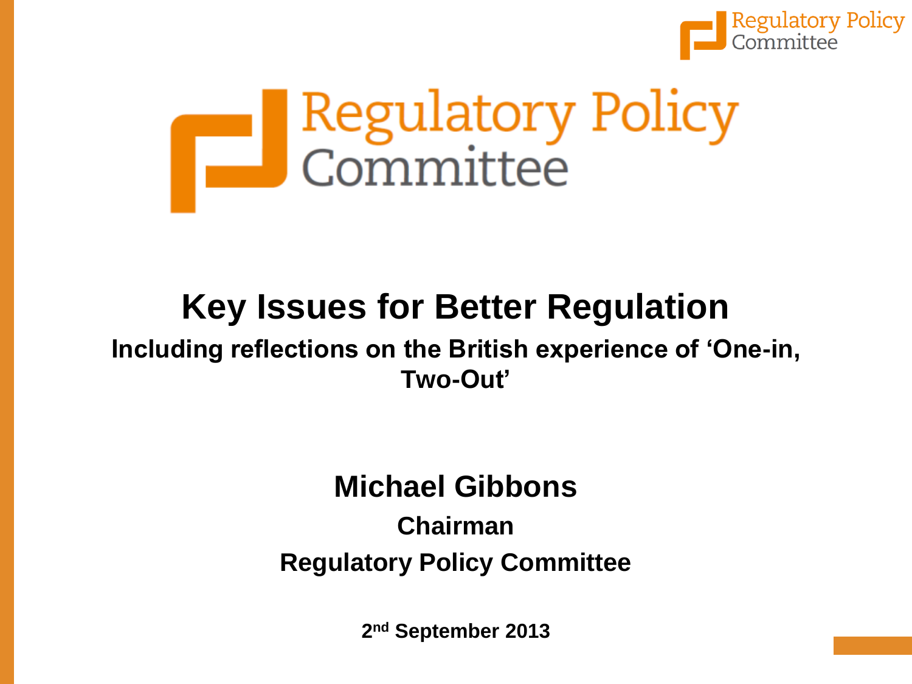Regulatory Policy Committee

# Key Issues for Better Regulation

## Including reflections on the British experience of 'One-in, Two-Out'

**Michael Gibbons**

**Chairman**

**Regulatory Policy Committee**

**2nd September 2013**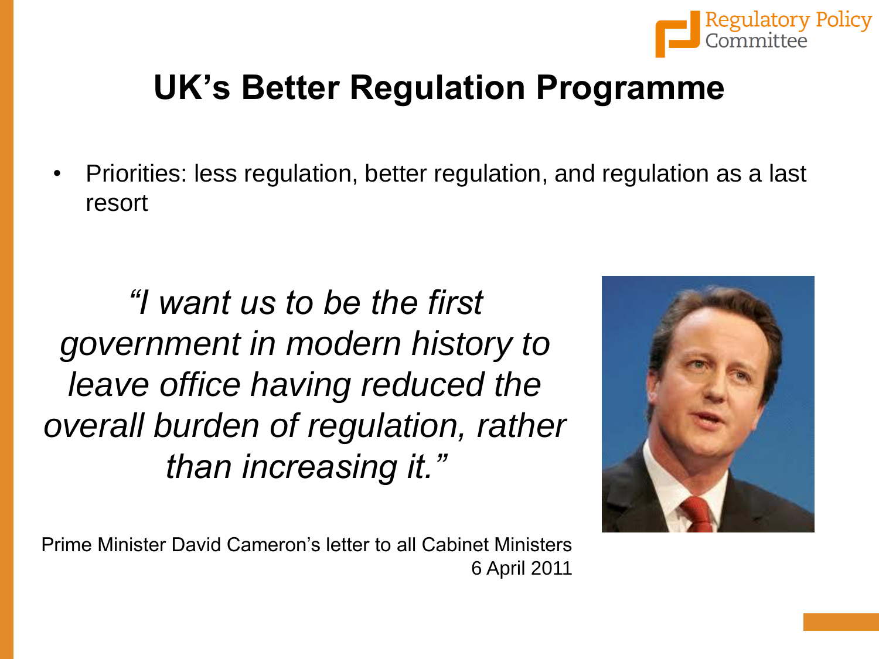# UK's Better Regulation Programme

- Priorities: less regulation, better regulation, and regulation as a last resort

*"I want us to be the first government in modern history to leave office having reduced the overall burden of regulation, rather than increasing it."*

Prime Minister David Cameron's letter to all Cabinet Ministers
6 April 2011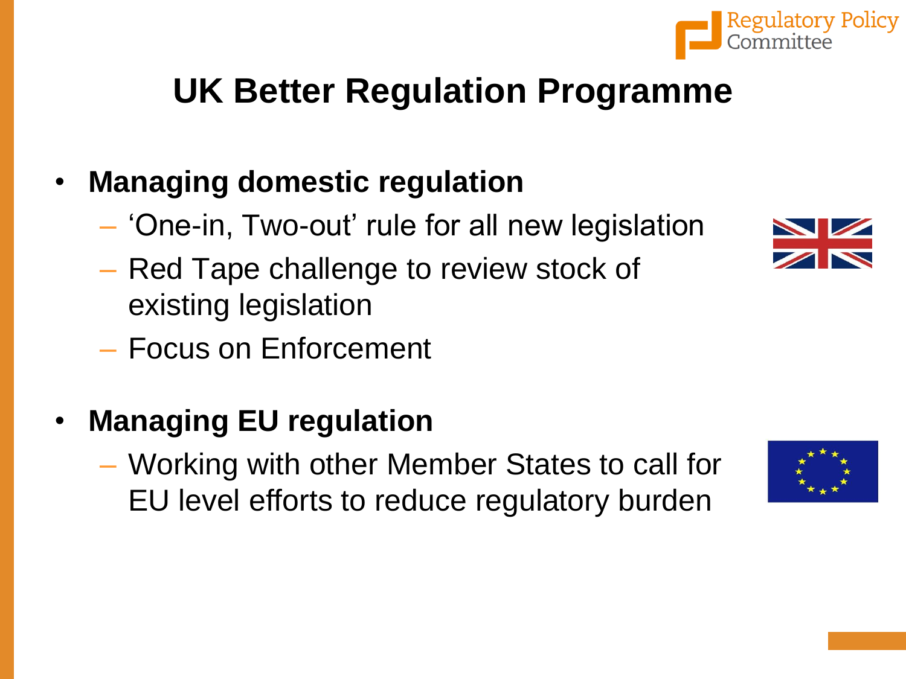# UK Better Regulation Programme

- **Managing domestic regulation**
  - 'One-in, Two-out' rule for all new legislation
  - Red Tape challenge to review stock of existing legislation
  - Focus on Enforcement

- **Managing EU regulation**
  - Working with other Member States to call for EU level efforts to reduce regulatory burden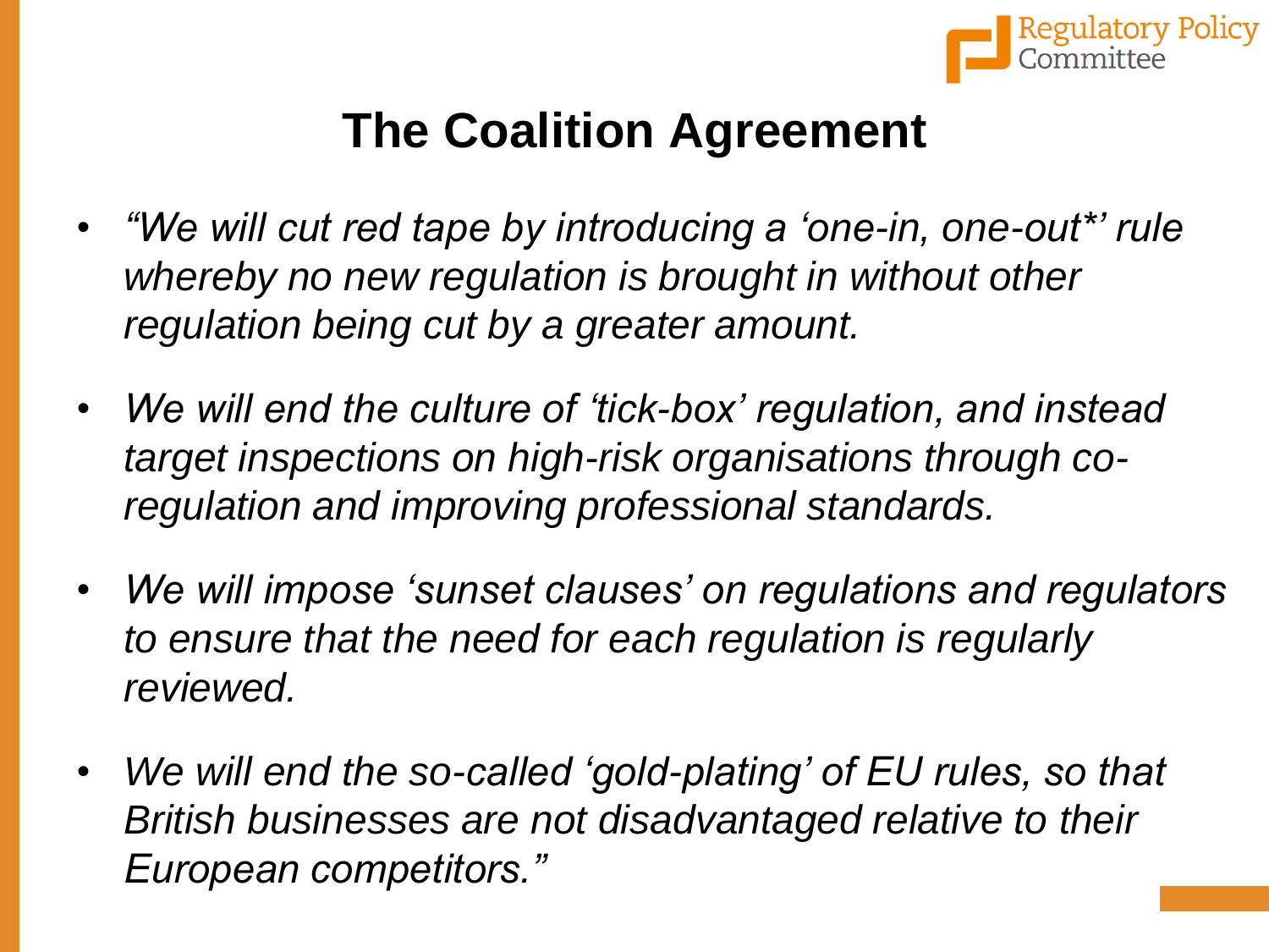# The Coalition Agreement

- *"We will cut red tape by introducing a 'one-in, one-out*' rule whereby no new regulation is brought in without other regulation being cut by a greater amount.*
- *We will end the culture of 'tick-box' regulation, and instead target inspections on high-risk organisations through co-regulation and improving professional standards.*
- *We will impose 'sunset clauses' on regulations and regulators to ensure that the need for each regulation is regularly reviewed.*
- *We will end the so-called 'gold-plating' of EU rules, so that British businesses are not disadvantaged relative to their European competitors."*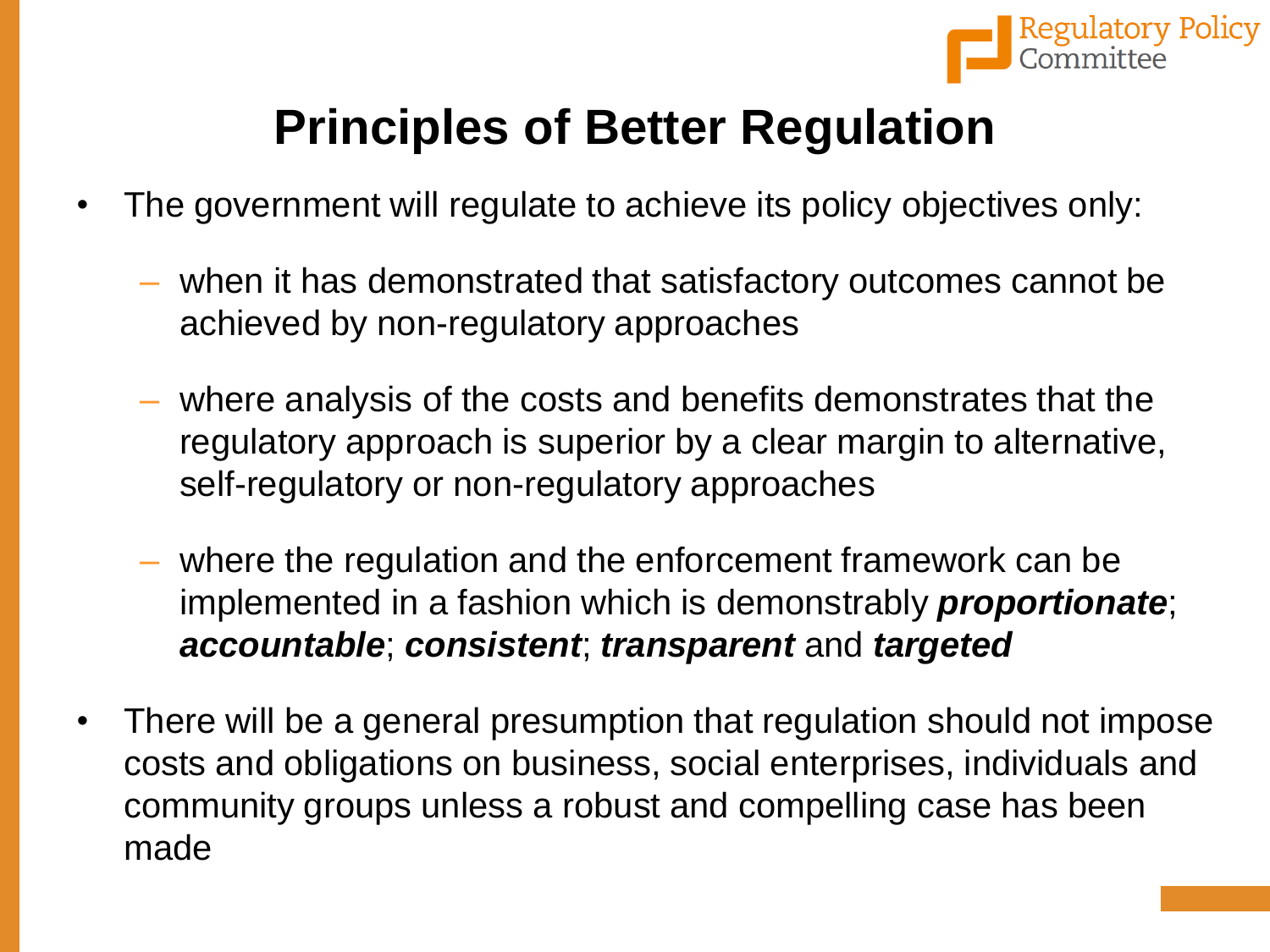# Principles of Better Regulation

- The government will regulate to achieve its policy objectives only:
  - when it has demonstrated that satisfactory outcomes cannot be achieved by non-regulatory approaches
  - where analysis of the costs and benefits demonstrates that the regulatory approach is superior by a clear margin to alternative, self-regulatory or non-regulatory approaches
  - where the regulation and the enforcement framework can be implemented in a fashion which is demonstrably ***proportionate***; ***accountable***; ***consistent***; ***transparent*** and ***targeted***
- There will be a general presumption that regulation should not impose costs and obligations on business, social enterprises, individuals and community groups unless a robust and compelling case has been made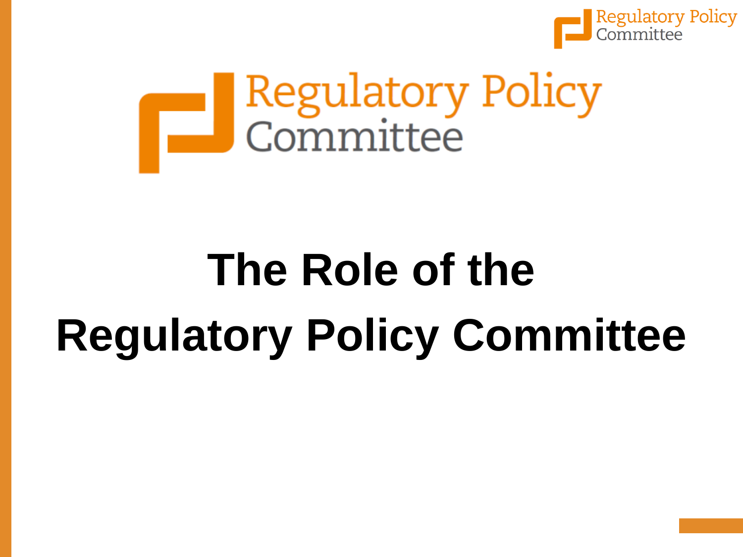# The Role of the Regulatory Policy Committee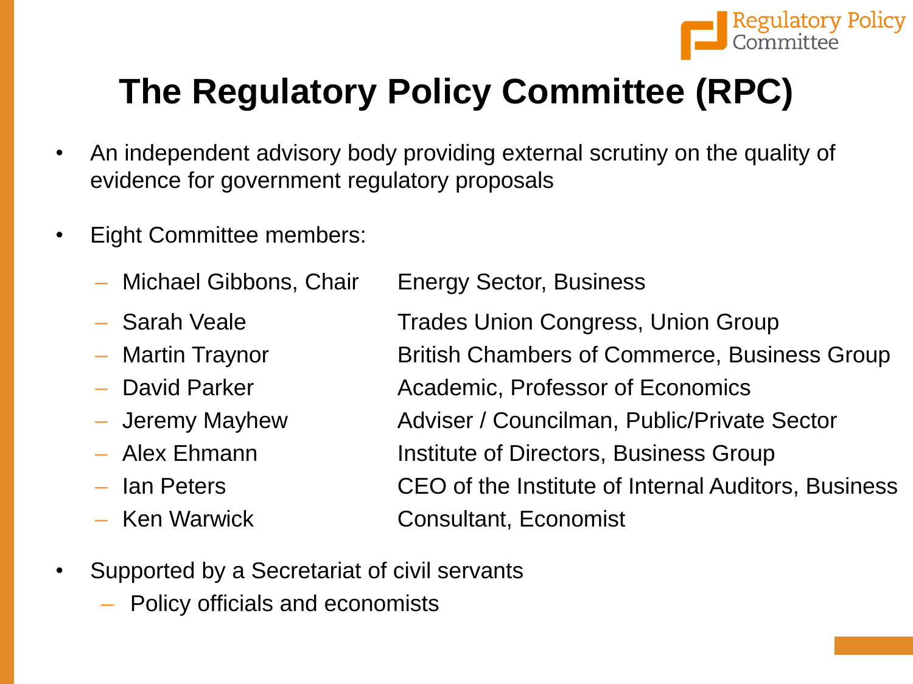# The Regulatory Policy Committee (RPC)

- An independent advisory body providing external scrutiny on the quality of evidence for government regulatory proposals

- Eight Committee members:
  - Michael Gibbons, Chair — Energy Sector, Business
  - Sarah Veale — Trades Union Congress, Union Group
  - Martin Traynor — British Chambers of Commerce, Business Group
  - David Parker — Academic, Professor of Economics
  - Jeremy Mayhew — Adviser / Councilman, Public/Private Sector
  - Alex Ehmann — Institute of Directors, Business Group
  - Ian Peters — CEO of the Institute of Internal Auditors, Business
  - Ken Warwick — Consultant, Economist

- Supported by a Secretariat of civil servants
  - Policy officials and economists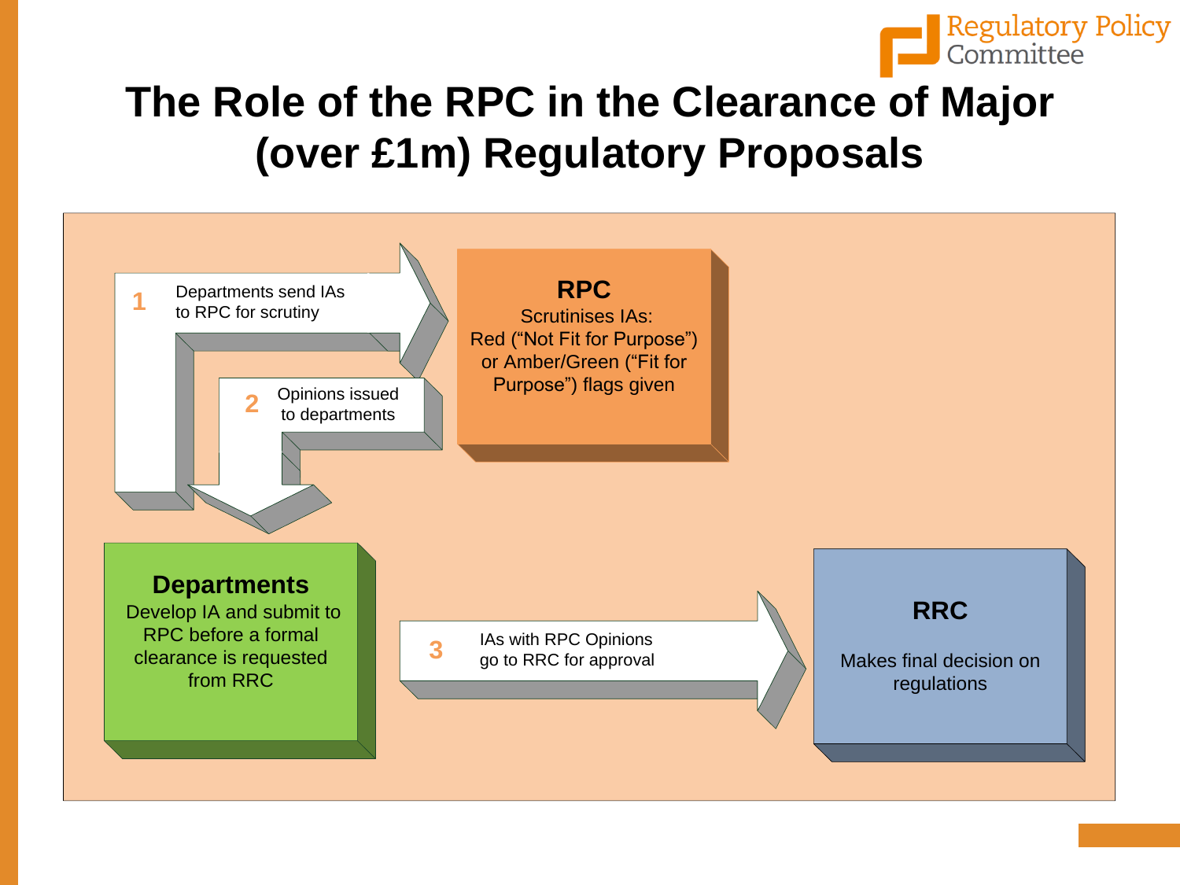# The Role of the RPC in the Clearance of Major (over £1m) Regulatory Proposals

1 Departments send IAs to RPC for scrutiny

**RPC**
Scrutinises IAs:
Red (“Not Fit for Purpose”) or Amber/Green (“Fit for Purpose”) flags given

2 Opinions issued to departments

**Departments**
Develop IA and submit to RPC before a formal clearance is requested from RRC

3 IAs with RPC Opinions go to RRC for approval

**RRC**
Makes final decision on regulations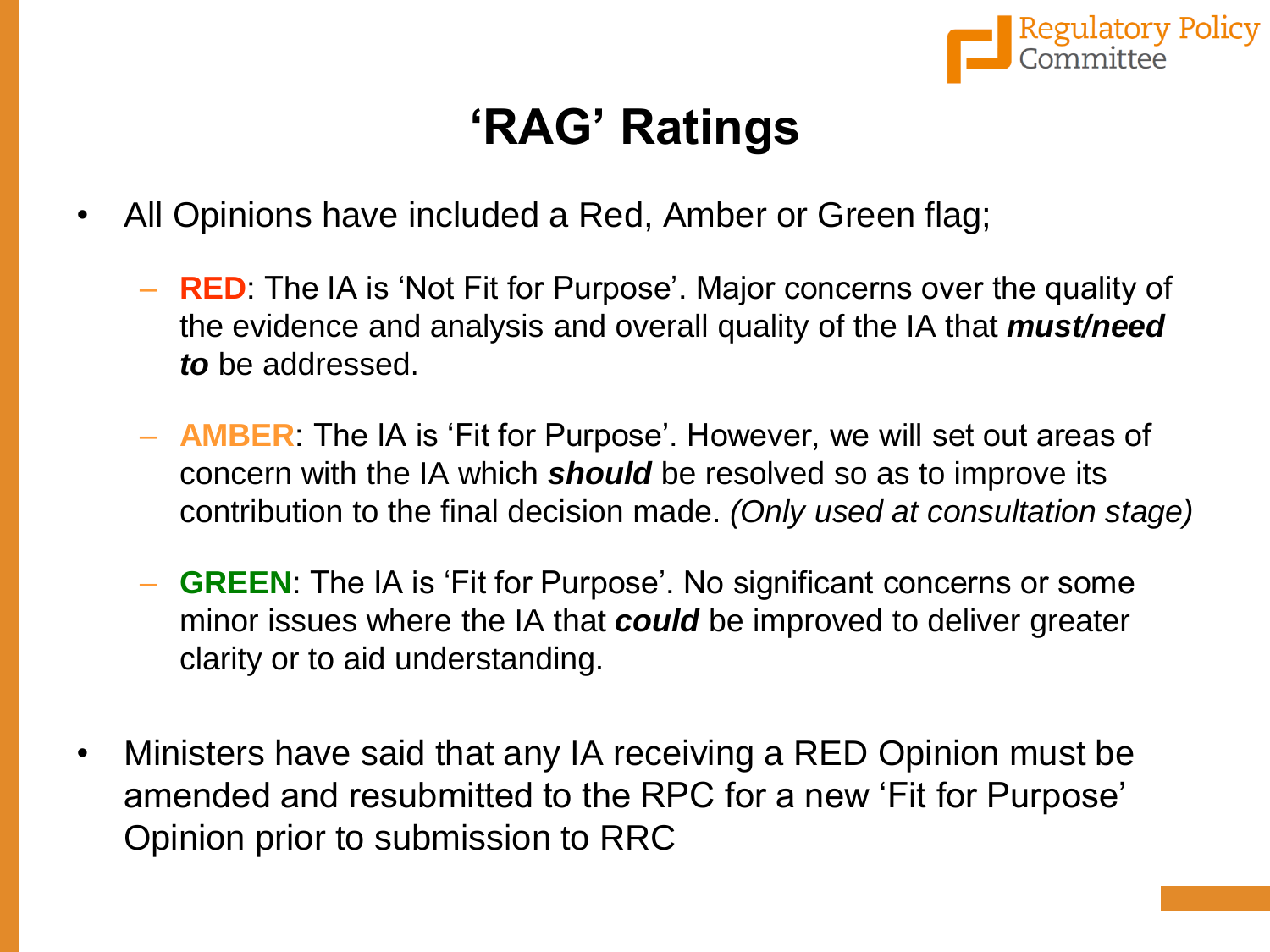# 'RAG' Ratings

- All Opinions have included a Red, Amber or Green flag;
  - **RED**: The IA is 'Not Fit for Purpose'. Major concerns over the quality of the evidence and analysis and overall quality of the IA that ***must/need to*** be addressed.
  - **AMBER**: The IA is 'Fit for Purpose'. However, we will set out areas of concern with the IA which ***should*** be resolved so as to improve its contribution to the final decision made. *(Only used at consultation stage)*
  - **GREEN**: The IA is 'Fit for Purpose'. No significant concerns or some minor issues where the IA that ***could*** be improved to deliver greater clarity or to aid understanding.
- Ministers have said that any IA receiving a RED Opinion must be amended and resubmitted to the RPC for a new 'Fit for Purpose' Opinion prior to submission to RRC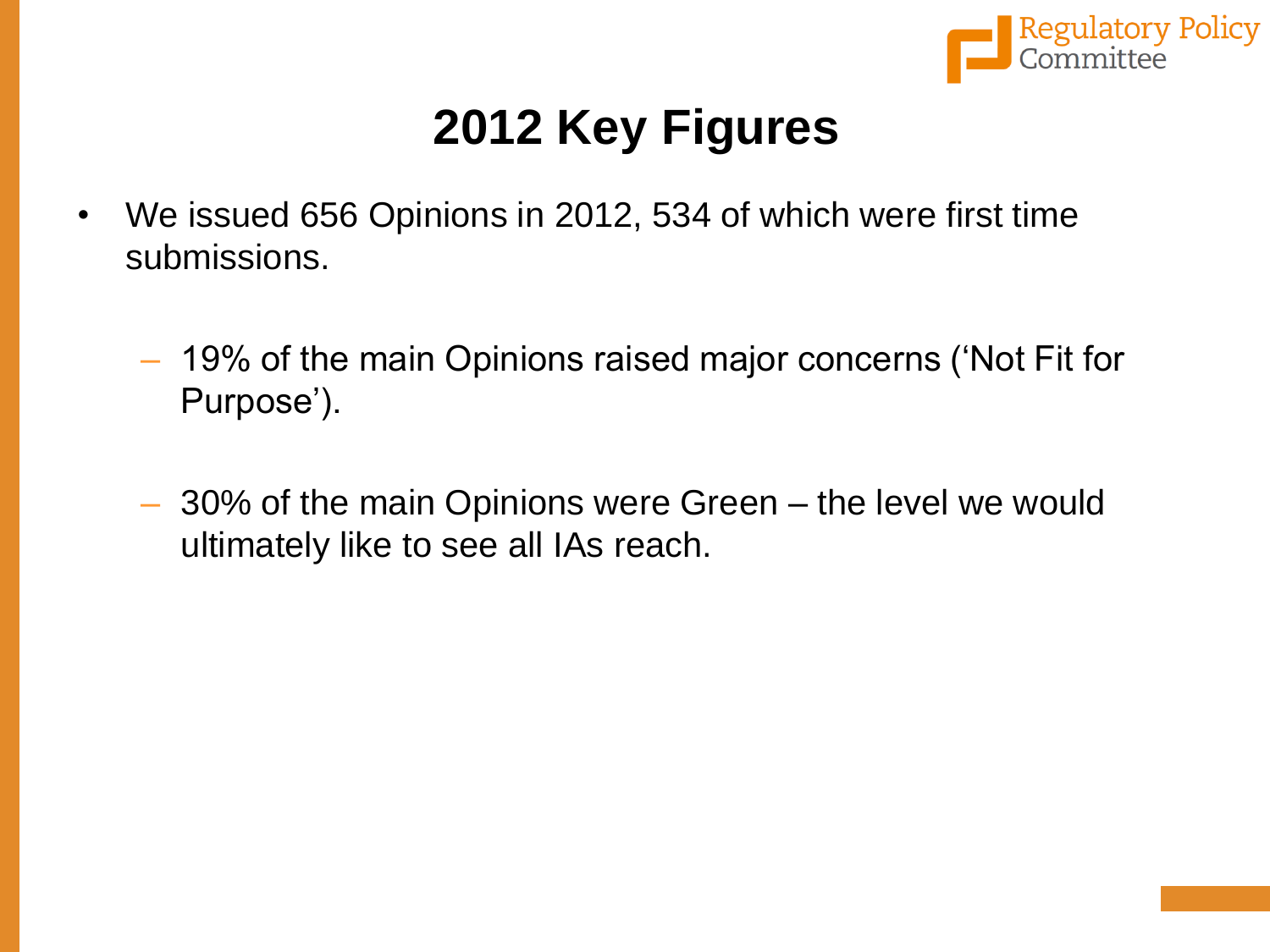# 2012 Key Figures

- We issued 656 Opinions in 2012, 534 of which were first time submissions.
  - 19% of the main Opinions raised major concerns ('Not Fit for Purpose').
  - 30% of the main Opinions were Green – the level we would ultimately like to see all IAs reach.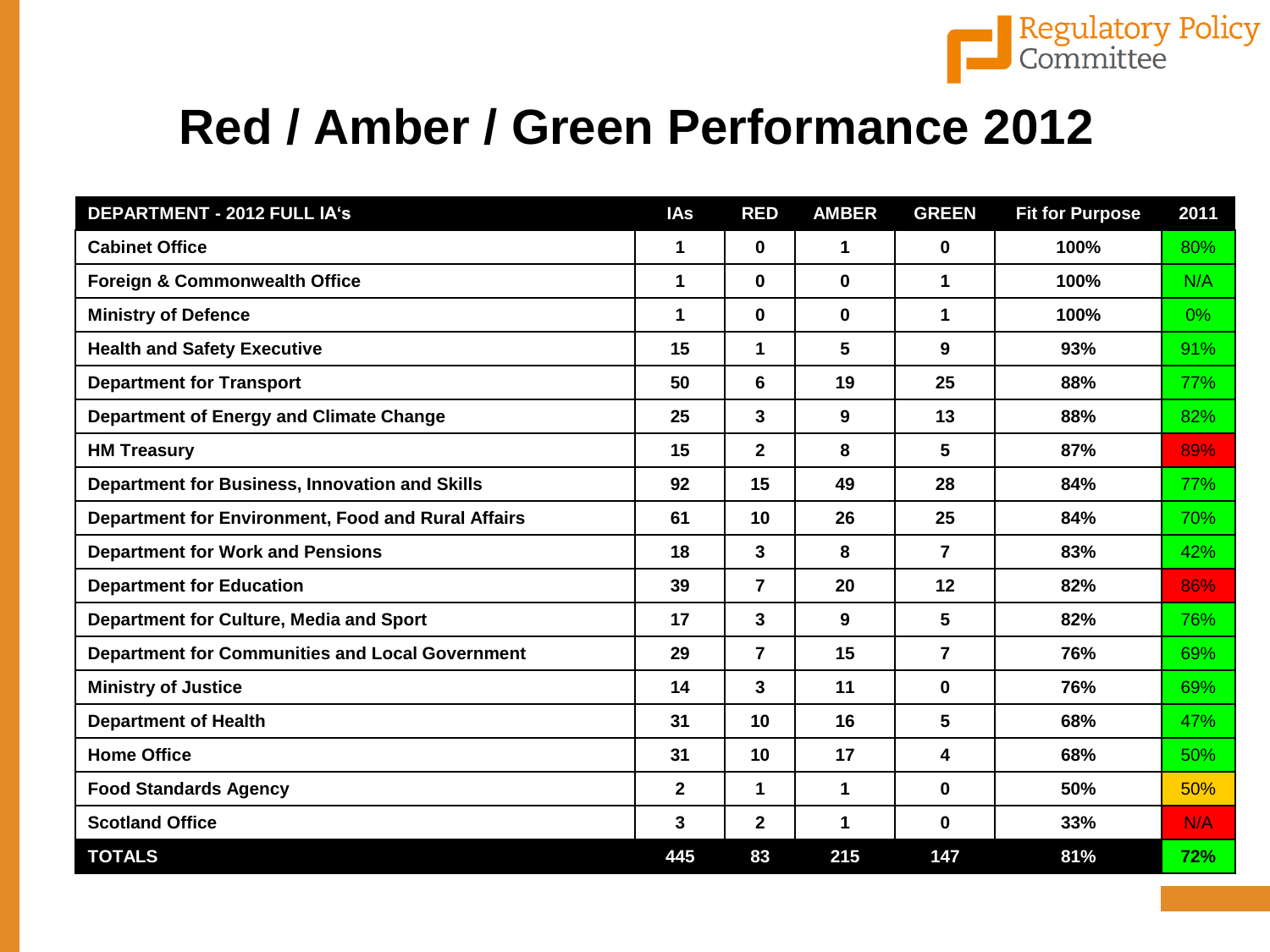# Red / Amber / Green Performance 2012

| DEPARTMENT - 2012 FULL IA's | IAs | RED | AMBER | GREEN | Fit for Purpose | 2011 |
|---|---|---|---|---|---|---|
| Cabinet Office | 1 | 0 | 1 | 0 | 100% | 80% |
| Foreign & Commonwealth Office | 1 | 0 | 0 | 1 | 100% | N/A |
| Ministry of Defence | 1 | 0 | 0 | 1 | 100% | 0% |
| Health and Safety Executive | 15 | 1 | 5 | 9 | 93% | 91% |
| Department for Transport | 50 | 6 | 19 | 25 | 88% | 77% |
| Department of Energy and Climate Change | 25 | 3 | 9 | 13 | 88% | 82% |
| HM Treasury | 15 | 2 | 8 | 5 | 87% | 89% |
| Department for Business, Innovation and Skills | 92 | 15 | 49 | 28 | 84% | 77% |
| Department for Environment, Food and Rural Affairs | 61 | 10 | 26 | 25 | 84% | 70% |
| Department for Work and Pensions | 18 | 3 | 8 | 7 | 83% | 42% |
| Department for Education | 39 | 7 | 20 | 12 | 82% | 86% |
| Department for Culture, Media and Sport | 17 | 3 | 9 | 5 | 82% | 76% |
| Department for Communities and Local Government | 29 | 7 | 15 | 7 | 76% | 69% |
| Ministry of Justice | 14 | 3 | 11 | 0 | 76% | 69% |
| Department of Health | 31 | 10 | 16 | 5 | 68% | 47% |
| Home Office | 31 | 10 | 17 | 4 | 68% | 50% |
| Food Standards Agency | 2 | 1 | 1 | 0 | 50% | 50% |
| Scotland Office | 3 | 2 | 1 | 0 | 33% | N/A |
| **TOTALS** | **445** | **83** | **215** | **147** | **81%** | **72%** |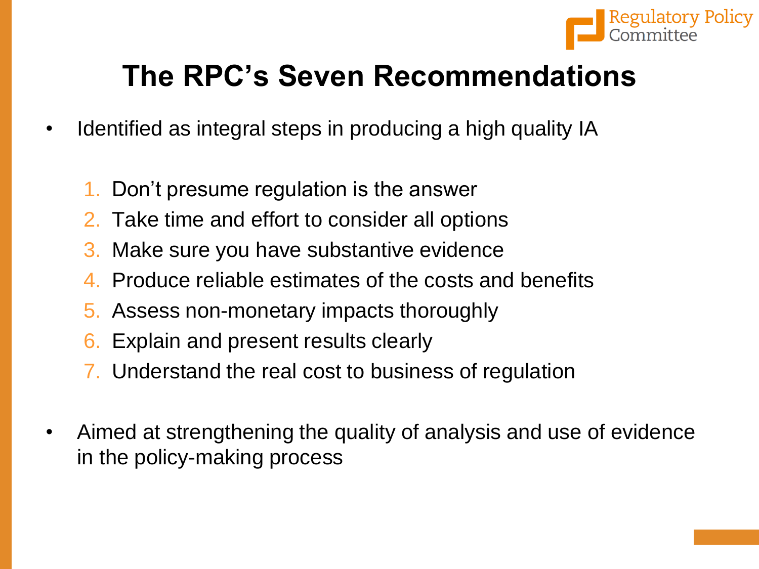# The RPC's Seven Recommendations

- Identified as integral steps in producing a high quality IA

  1. Don't presume regulation is the answer
  2. Take time and effort to consider all options
  3. Make sure you have substantive evidence
  4. Produce reliable estimates of the costs and benefits
  5. Assess non-monetary impacts thoroughly
  6. Explain and present results clearly
  7. Understand the real cost to business of regulation

- Aimed at strengthening the quality of analysis and use of evidence in the policy-making process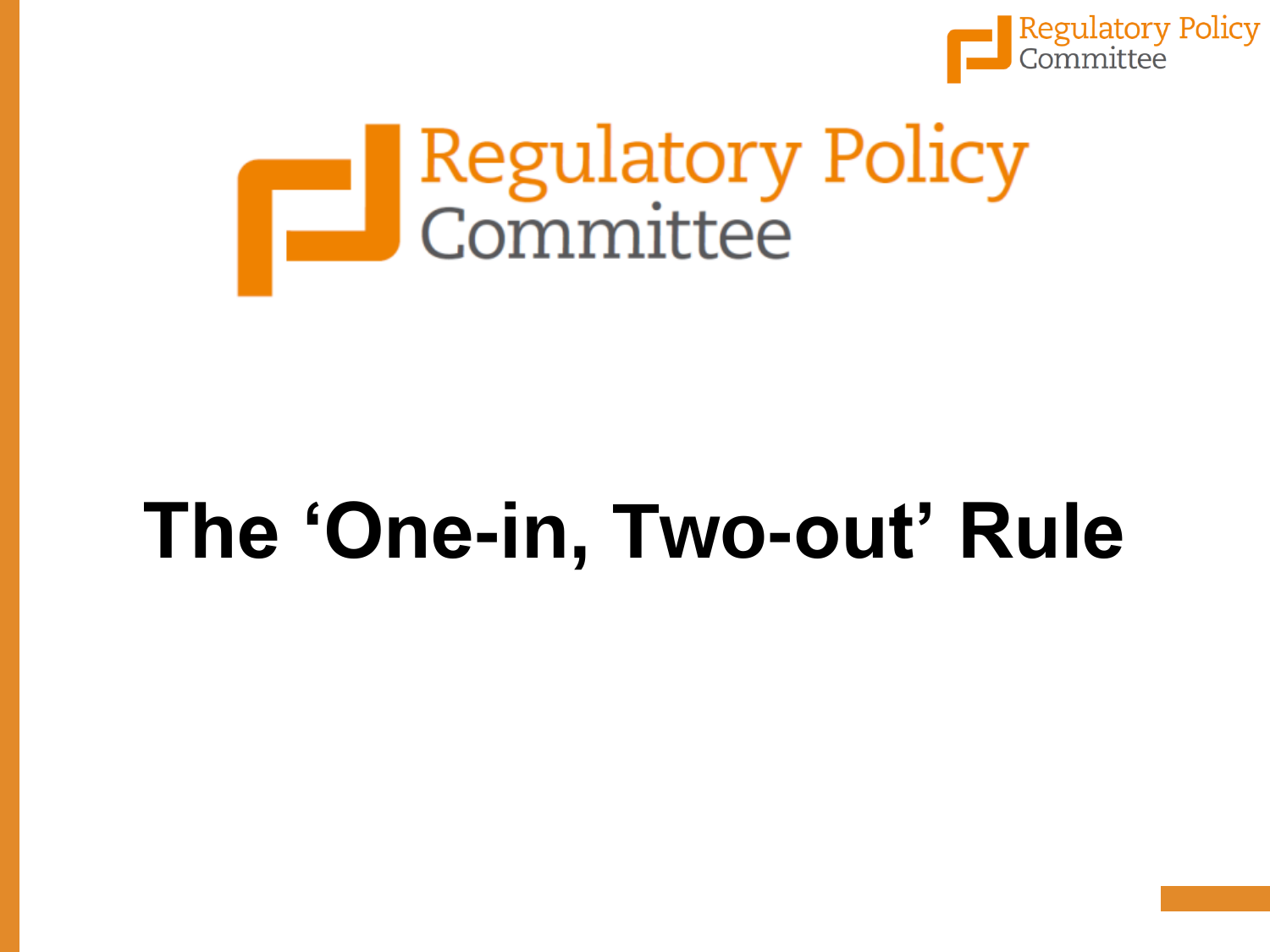Regulatory Policy Committee

# The 'One-in, Two-out' Rule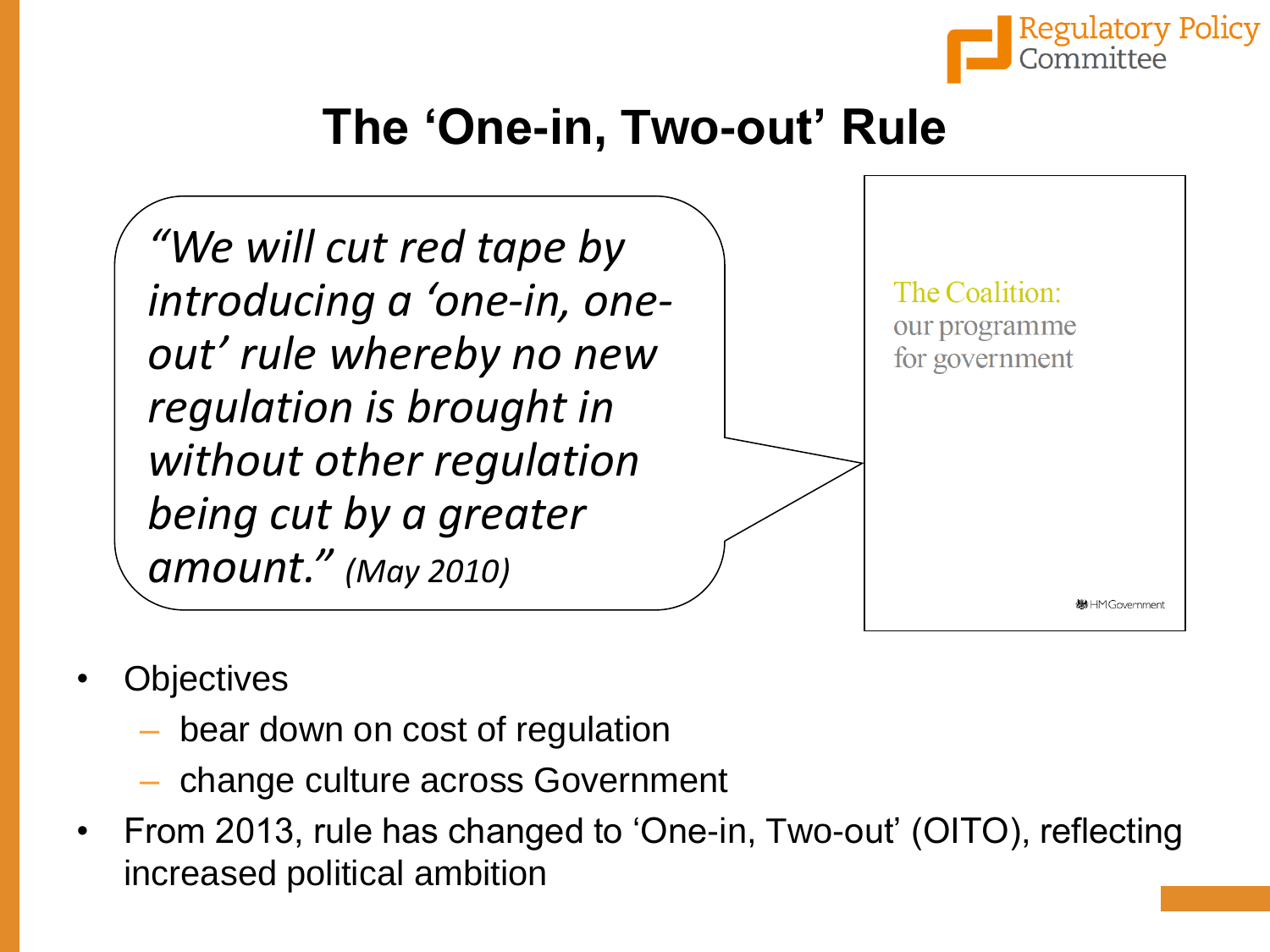# The 'One-in, Two-out' Rule

*"We will cut red tape by introducing a 'one-in, one-out' rule whereby no new regulation is brought in without other regulation being cut by a greater amount." (May 2010)*

The Coalition: our programme for government

HM Government

- Objectives
  - bear down on cost of regulation
  - change culture across Government
- From 2013, rule has changed to 'One-in, Two-out' (OITO), reflecting increased political ambition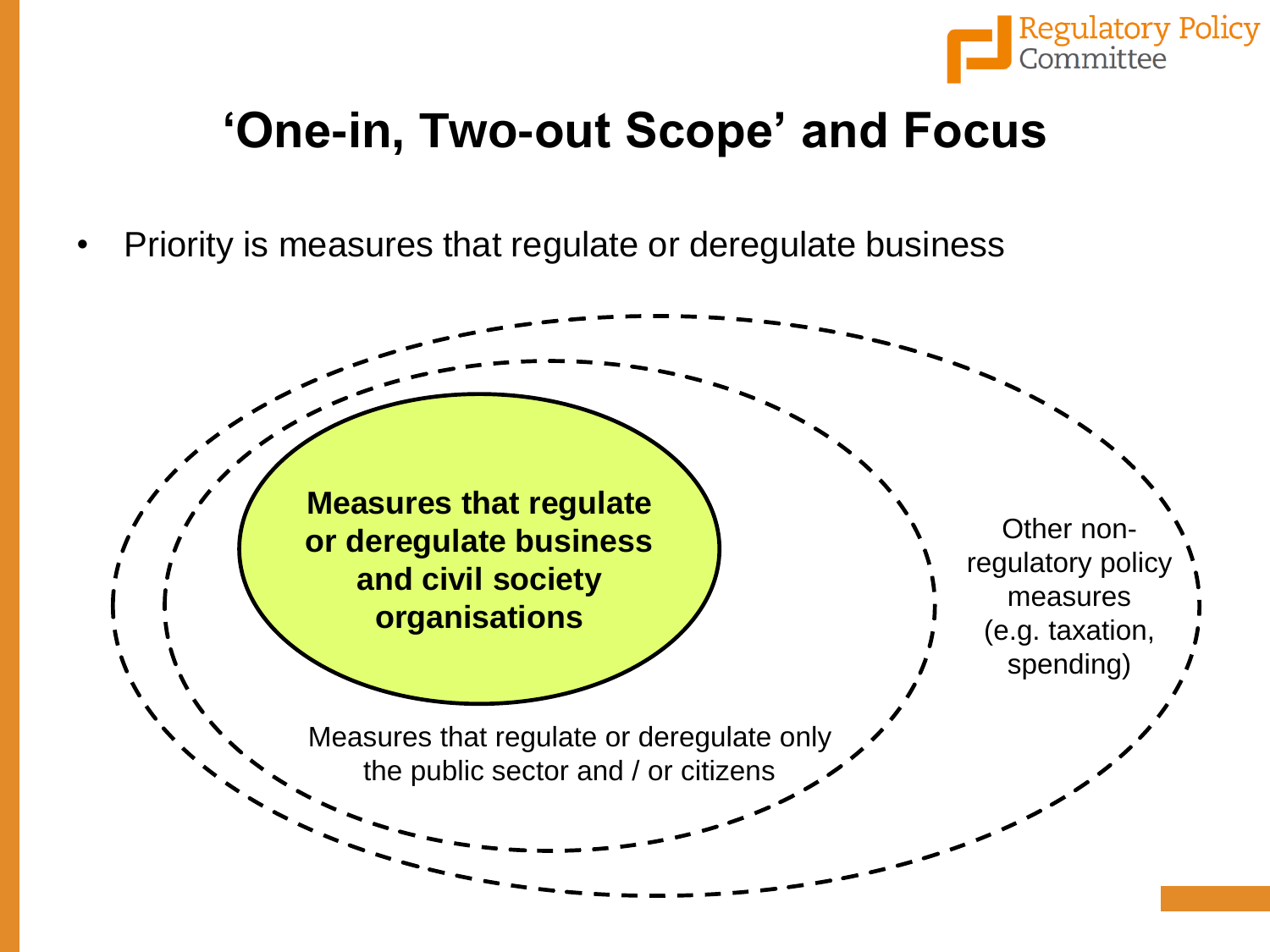# 'One-in, Two-out Scope' and Focus

- Priority is measures that regulate or deregulate business

**Measures that regulate or deregulate business and civil society organisations**

Measures that regulate or deregulate only the public sector and / or citizens

Other non-regulatory policy measures (e.g. taxation, spending)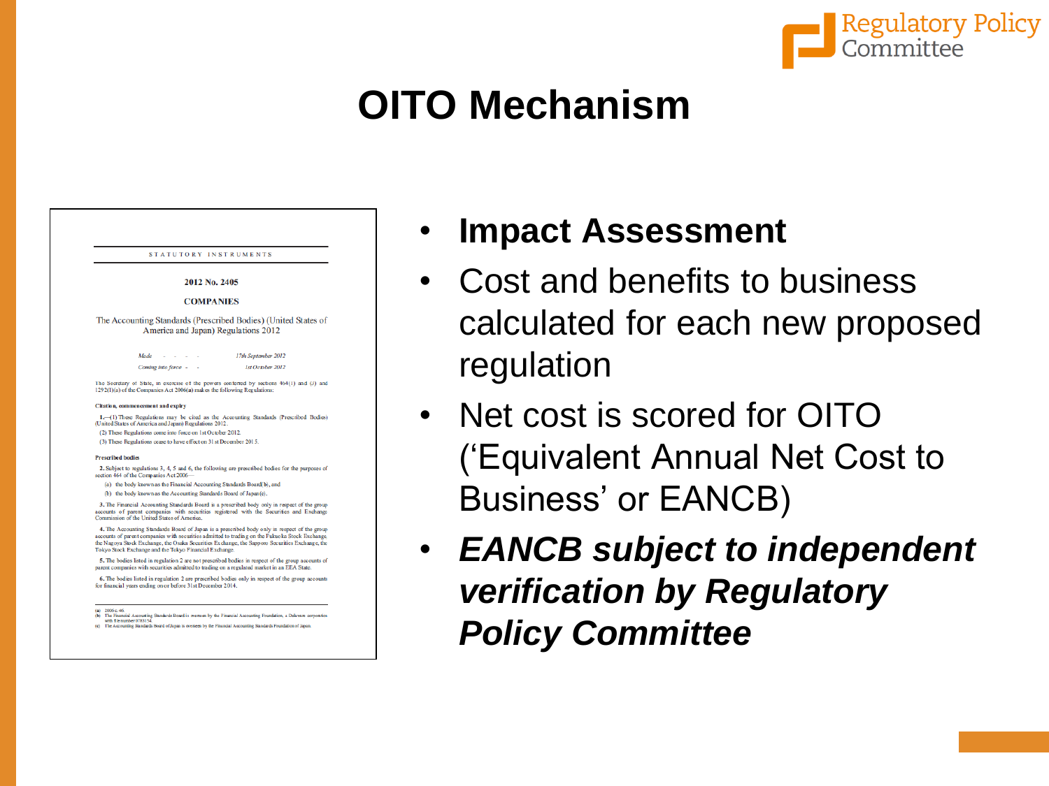# OITO Mechanism

STATUTORY INSTRUMENTS

**2012 No. 2405**

**COMPANIES**

The Accounting Standards (Prescribed Bodies) (United States of America and Japan) Regulations 2012

*Made* - - - - *17th September 2012*

*Coming into force* - - *1st October 2012*

The Secretary of State, in exercise of the powers conferred by sections 464(1) and (3) and 1292(1)(a) of the Companies Act 2006(a) makes the following Regulations:

**Citation, commencement and expiry**

**1.**—(1) These Regulations may be cited as the Accounting Standards (Prescribed Bodies) (United States of America and Japan) Regulations 2012.

(2) These Regulations come into force on 1st October 2012.

(3) These Regulations cease to have effect on 31st December 2015.

**Prescribed bodies**

**2.** Subject to regulations 3, 4, 5 and 6, the following are prescribed bodies for the purposes of section 464 of the Companies Act 2006—

(a) the body known as the Financial Accounting Standards Board(b), and

(b) the body known as the Accounting Standards Board of Japan(c).

**3.** The Financial Accounting Standards Board is a prescribed body only in respect of the group accounts of parent companies with securities registered with the Securities and Exchange Commission of the United States of America.

**4.** The Accounting Standards Board of Japan is a prescribed body only in respect of the group accounts of parent companies with securities admitted to trading on the Fukuoka Stock Exchange, the Nagoya Stock Exchange, the Osaka Securities Exchange, the Sapporo Securities Exchange, the Tokyo Stock Exchange and the Tokyo Financial Exchange.

**5.** The bodies listed in regulation 2 are not prescribed bodies in respect of the group accounts of parent companies with securities admitted to trading on a regulated market in an EEA State.

**6.** The bodies listed in regulation 2 are prescribed bodies only in respect of the group accounts for financial years ending on or before 31st December 2014.

(a) 2006 c.46.
(b) The Financial Accounting Standards Board is overseen by the Financial Accounting Foundation, a Delaware corporation with file number 0783154.
(c) The Accounting Standards Board of Japan is overseen by the Financial Accounting Standards Foundation of Japan.

- **Impact Assessment**
- Cost and benefits to business calculated for each new proposed regulation
- Net cost is scored for OITO (‘Equivalent Annual Net Cost to Business’ or EANCB)
- ***EANCB subject to independent verification by Regulatory Policy Committee***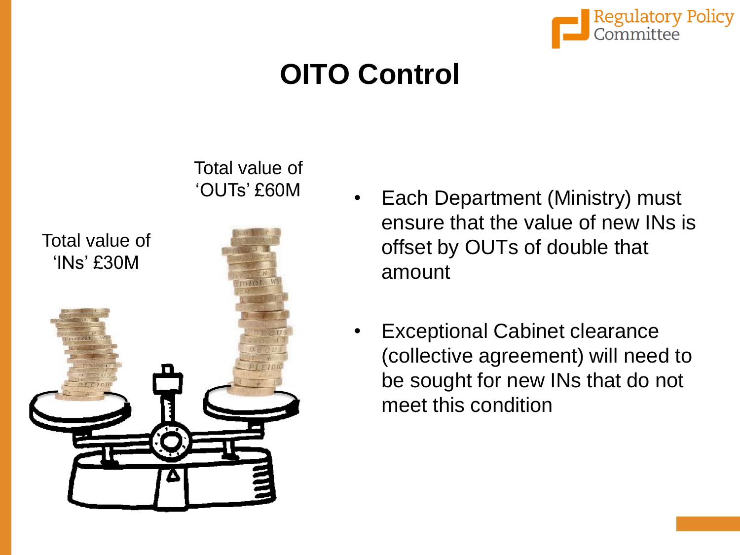# OITO Control

Total value of 'OUTs' £60M

Total value of 'INs' £30M

- Each Department (Ministry) must ensure that the value of new INs is offset by OUTs of double that amount
- Exceptional Cabinet clearance (collective agreement) will need to be sought for new INs that do not meet this condition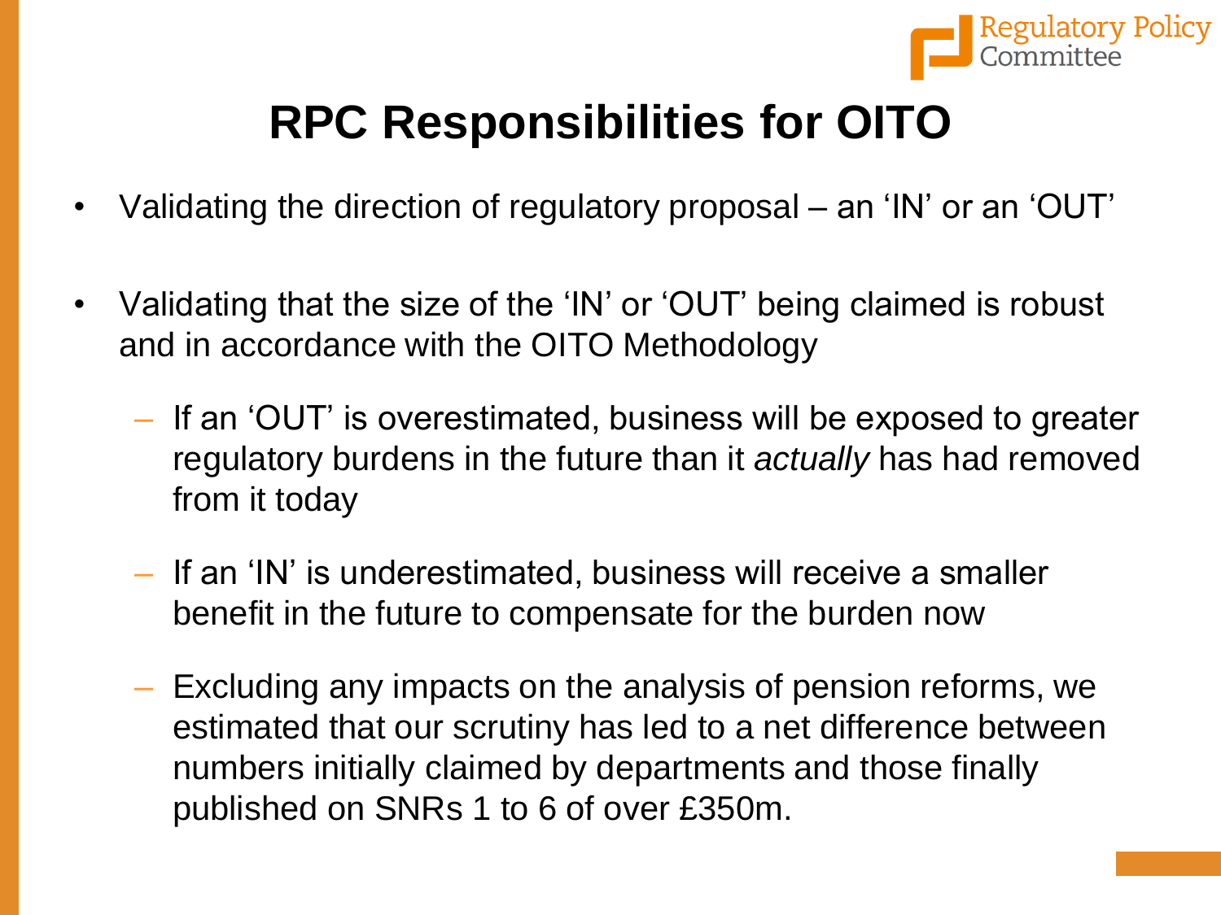# RPC Responsibilities for OITO

- Validating the direction of regulatory proposal – an 'IN' or an 'OUT'
- Validating that the size of the 'IN' or 'OUT' being claimed is robust and in accordance with the OITO Methodology
  - If an 'OUT' is overestimated, business will be exposed to greater regulatory burdens in the future than it *actually* has had removed from it today
  - If an 'IN' is underestimated, business will receive a smaller benefit in the future to compensate for the burden now
  - Excluding any impacts on the analysis of pension reforms, we estimated that our scrutiny has led to a net difference between numbers initially claimed by departments and those finally published on SNRs 1 to 6 of over £350m.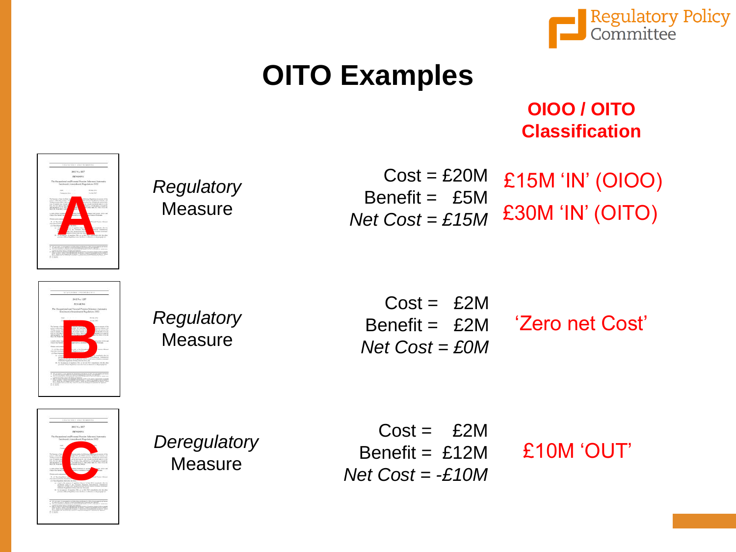# OITO Examples

| | | | OIOO / OITO Classification |
|---|---|---|---|
| A | *Regulatory* Measure | Cost = £20M<br>Benefit = £5M<br>*Net Cost = £15M* | £15M 'IN' (OIOO)<br>£30M 'IN' (OITO) |
| B | *Regulatory* Measure | Cost = £2M<br>Benefit = £2M<br>*Net Cost = £0M* | 'Zero net Cost' |
| C | *Deregulatory* Measure | Cost = £2M<br>Benefit = £12M<br>*Net Cost = -£10M* | £10M 'OUT' |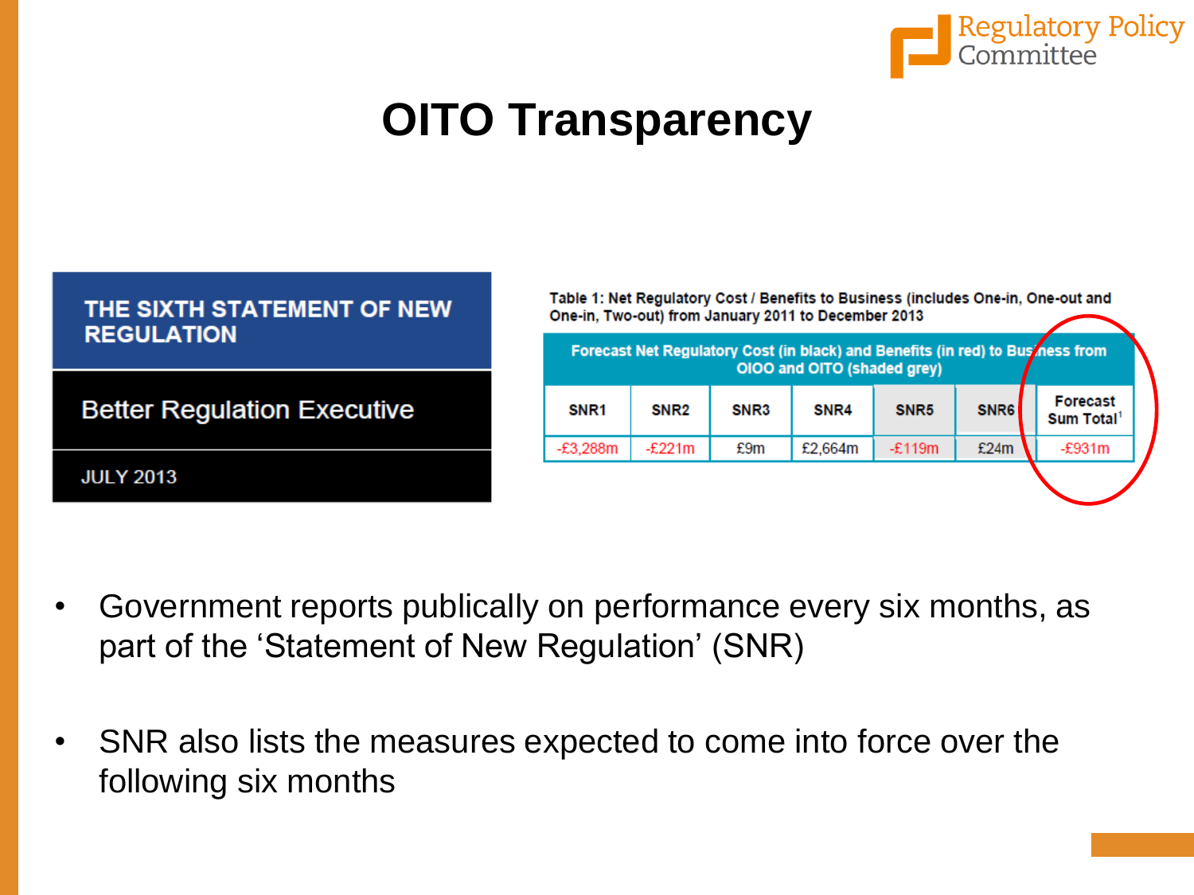# OITO Transparency

**THE SIXTH STATEMENT OF NEW REGULATION**

Better Regulation Executive

JULY 2013

Table 1: Net Regulatory Cost / Benefits to Business (includes One-in, One-out and One-in, Two-out) from January 2011 to December 2013

| Forecast Net Regulatory Cost (in black) and Benefits (in red) to Business from OIOO and OITO (shaded grey) | | | | | | |
|---|---|---|---|---|---|---|
| SNR1 | SNR2 | SNR3 | SNR4 | SNR5 | SNR6 | Forecast Sum Total[1] |
| -£3,288m | -£221m | £9m | £2,664m | -£119m | £24m | -£931m |

- Government reports publically on performance every six months, as part of the 'Statement of New Regulation' (SNR)
- SNR also lists the measures expected to come into force over the following six months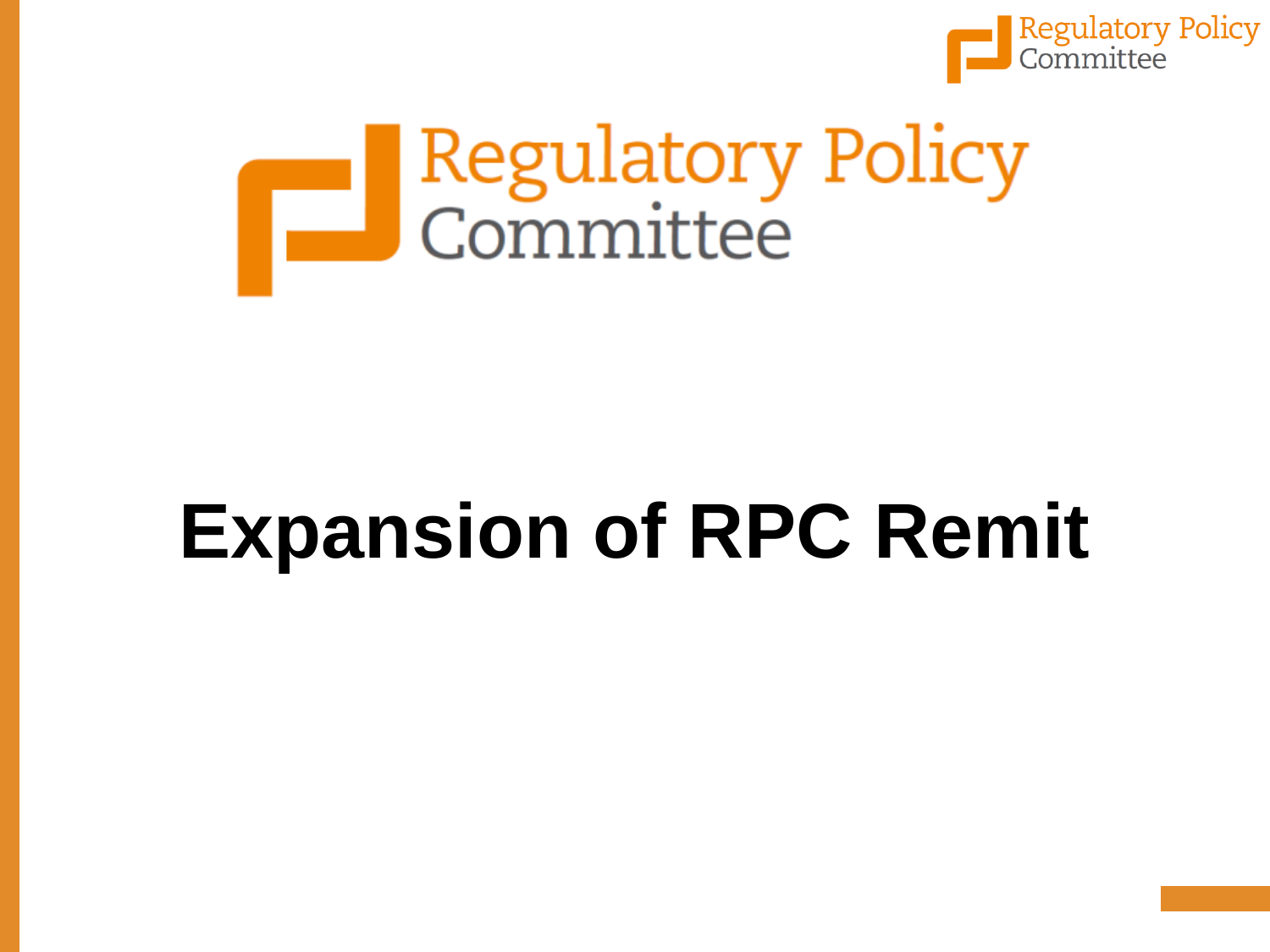# Expansion of RPC Remit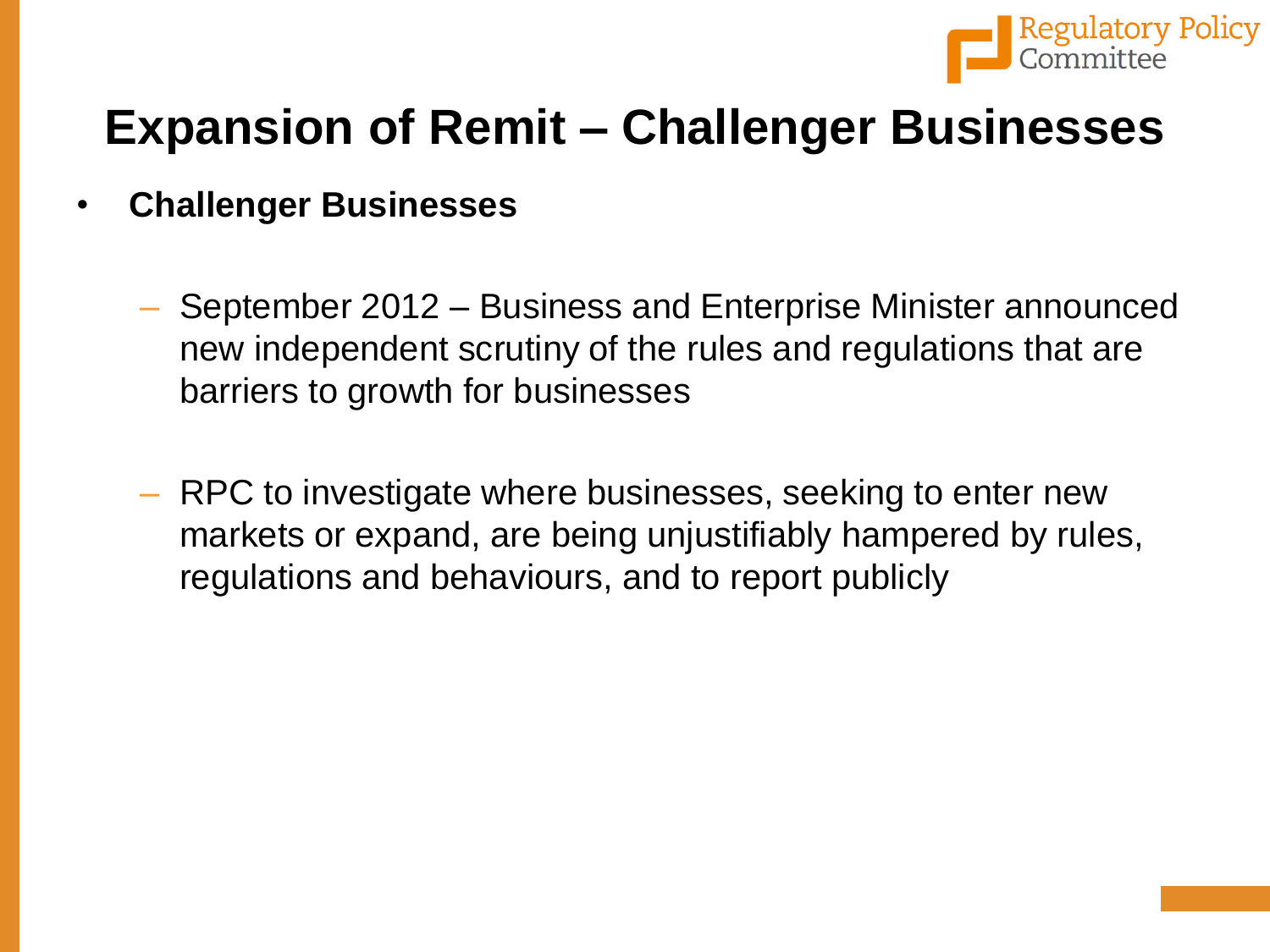# Expansion of Remit – Challenger Businesses

- **Challenger Businesses**
  - September 2012 – Business and Enterprise Minister announced new independent scrutiny of the rules and regulations that are barriers to growth for businesses
  - RPC to investigate where businesses, seeking to enter new markets or expand, are being unjustifiably hampered by rules, regulations and behaviours, and to report publicly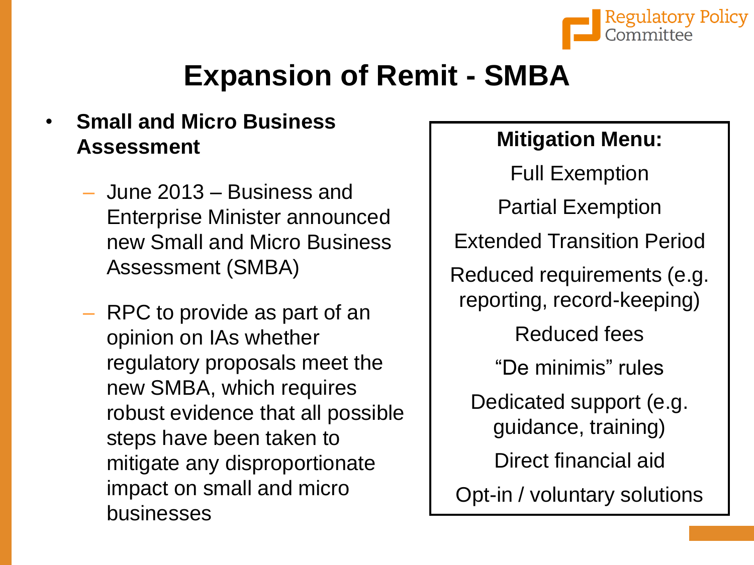# Expansion of Remit - SMBA

- **Small and Micro Business Assessment**
  - June 2013 – Business and Enterprise Minister announced new Small and Micro Business Assessment (SMBA)
  - RPC to provide as part of an opinion on IAs whether regulatory proposals meet the new SMBA, which requires robust evidence that all possible steps have been taken to mitigate any disproportionate impact on small and micro businesses

**Mitigation Menu:**

Full Exemption

Partial Exemption

Extended Transition Period

Reduced requirements (e.g. reporting, record-keeping)

Reduced fees

"De minimis" rules

Dedicated support (e.g. guidance, training)

Direct financial aid

Opt-in / voluntary solutions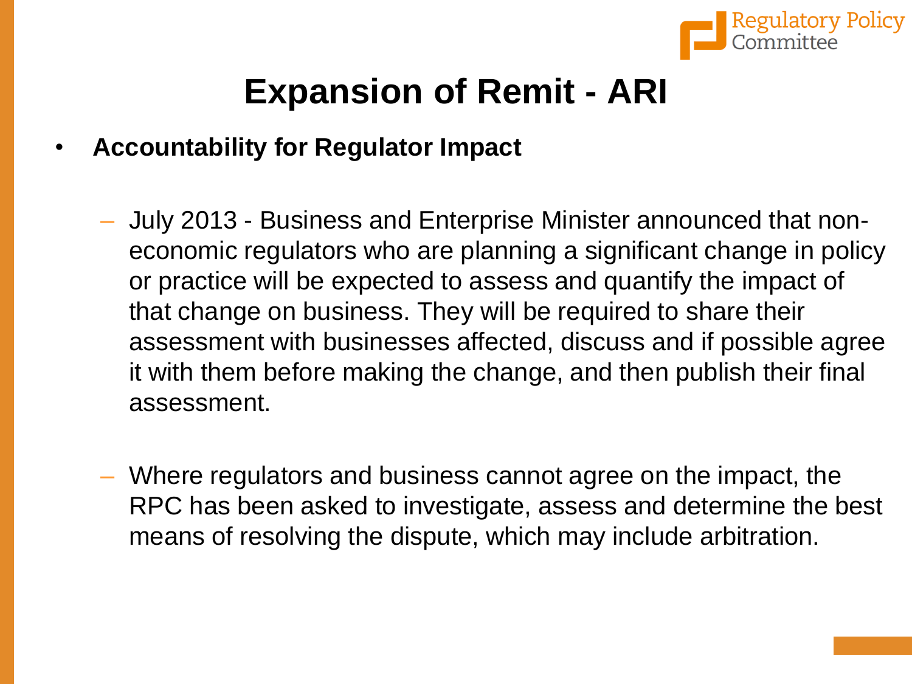# Expansion of Remit - ARI

- **Accountability for Regulator Impact**
  - July 2013 - Business and Enterprise Minister announced that non-economic regulators who are planning a significant change in policy or practice will be expected to assess and quantify the impact of that change on business. They will be required to share their assessment with businesses affected, discuss and if possible agree it with them before making the change, and then publish their final assessment.
  - Where regulators and business cannot agree on the impact, the RPC has been asked to investigate, assess and determine the best means of resolving the dispute, which may include arbitration.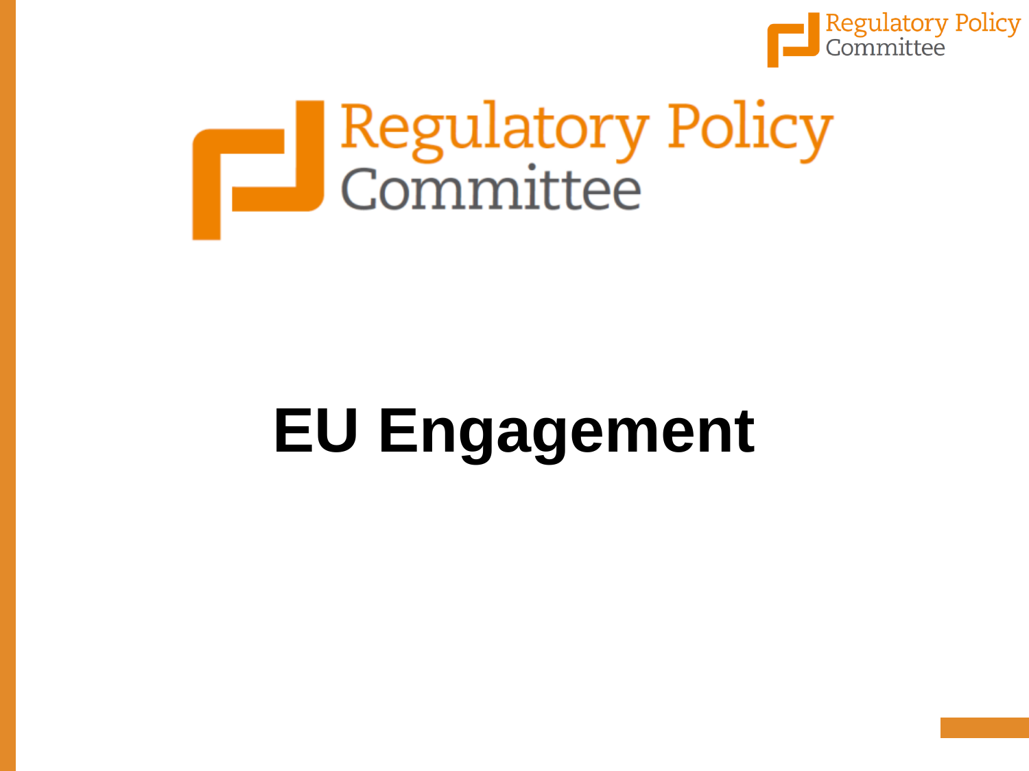# EU Engagement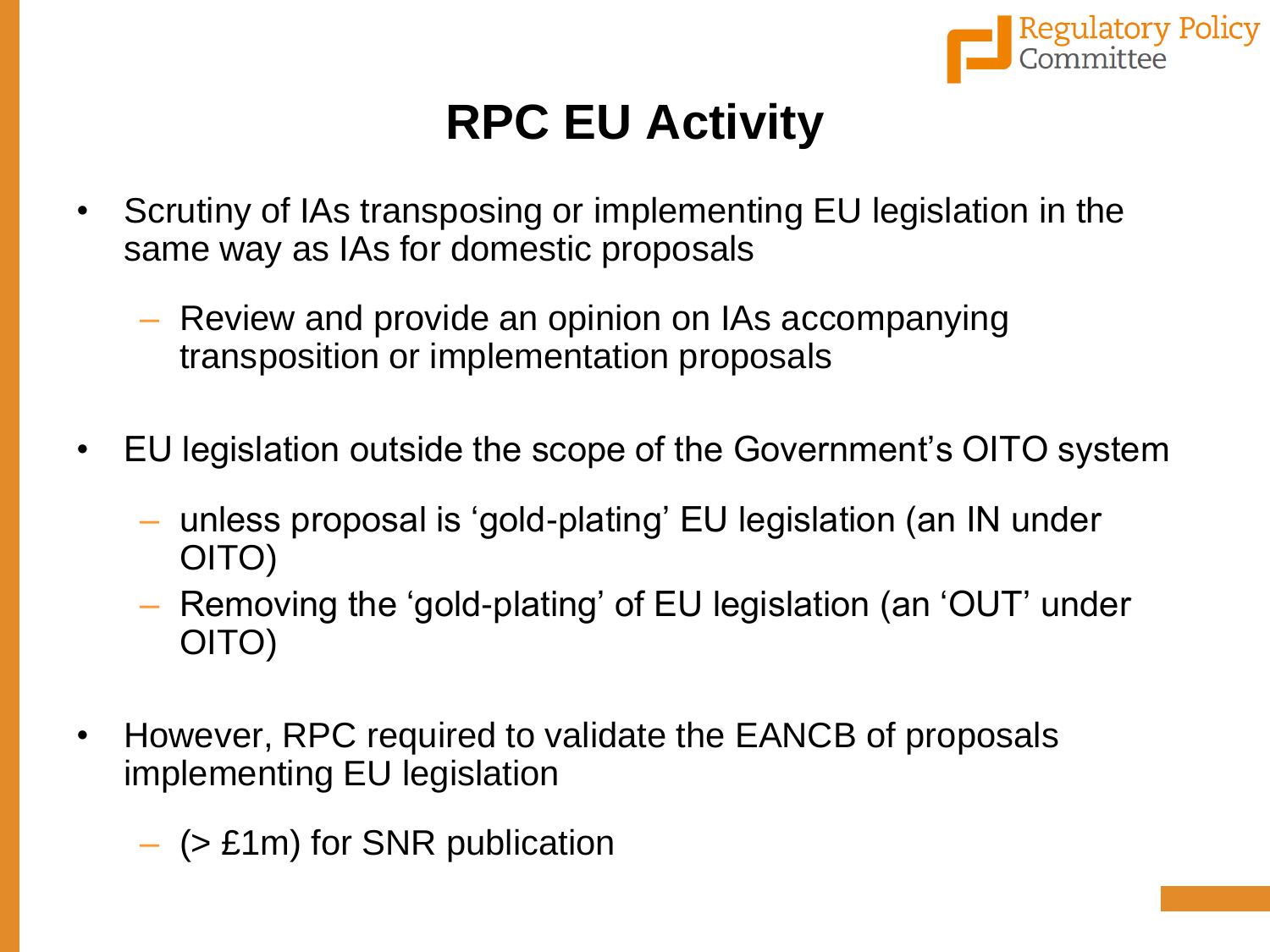# RPC EU Activity

- Scrutiny of IAs transposing or implementing EU legislation in the same way as IAs for domestic proposals
  - Review and provide an opinion on IAs accompanying transposition or implementation proposals
- EU legislation outside the scope of the Government's OITO system
  - unless proposal is 'gold-plating' EU legislation (an IN under OITO)
  - Removing the 'gold-plating' of EU legislation (an 'OUT' under OITO)
- However, RPC required to validate the EANCB of proposals implementing EU legislation
  - (> £1m) for SNR publication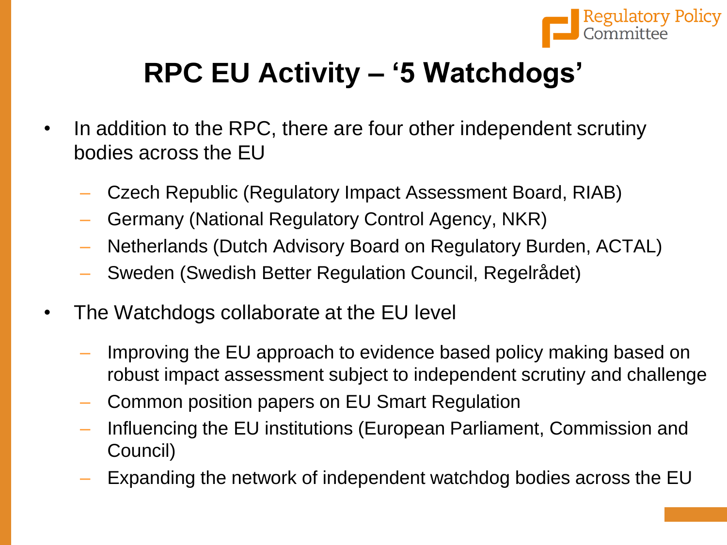# RPC EU Activity – '5 Watchdogs'

- In addition to the RPC, there are four other independent scrutiny bodies across the EU
  - Czech Republic (Regulatory Impact Assessment Board, RIAB)
  - Germany (National Regulatory Control Agency, NKR)
  - Netherlands (Dutch Advisory Board on Regulatory Burden, ACTAL)
  - Sweden (Swedish Better Regulation Council, Regelrådet)
- The Watchdogs collaborate at the EU level
  - Improving the EU approach to evidence based policy making based on robust impact assessment subject to independent scrutiny and challenge
  - Common position papers on EU Smart Regulation
  - Influencing the EU institutions (European Parliament, Commission and Council)
  - Expanding the network of independent watchdog bodies across the EU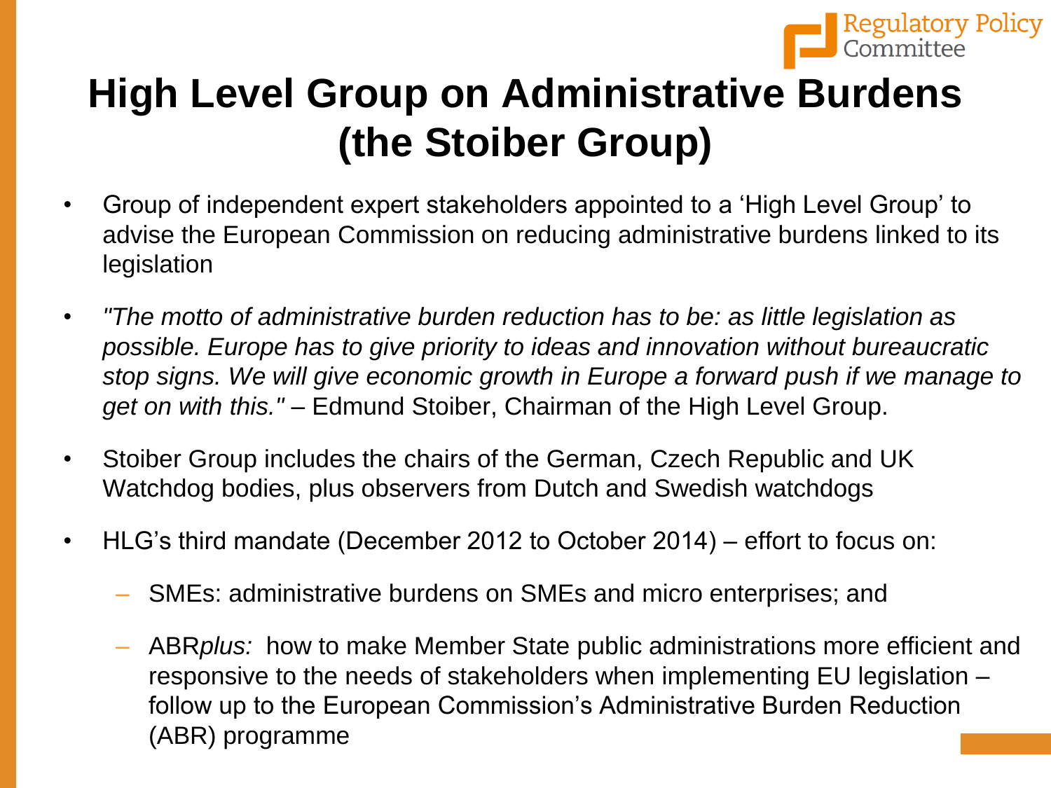# High Level Group on Administrative Burdens (the Stoiber Group)

- Group of independent expert stakeholders appointed to a 'High Level Group' to advise the European Commission on reducing administrative burdens linked to its legislation
- *"The motto of administrative burden reduction has to be: as little legislation as possible. Europe has to give priority to ideas and innovation without bureaucratic stop signs. We will give economic growth in Europe a forward push if we manage to get on with this."* – Edmund Stoiber, Chairman of the High Level Group.
- Stoiber Group includes the chairs of the German, Czech Republic and UK Watchdog bodies, plus observers from Dutch and Swedish watchdogs
- HLG's third mandate (December 2012 to October 2014) – effort to focus on:
  - SMEs: administrative burdens on SMEs and micro enterprises; and
  - ABR*plus:* how to make Member State public administrations more efficient and responsive to the needs of stakeholders when implementing EU legislation – follow up to the European Commission's Administrative Burden Reduction (ABR) programme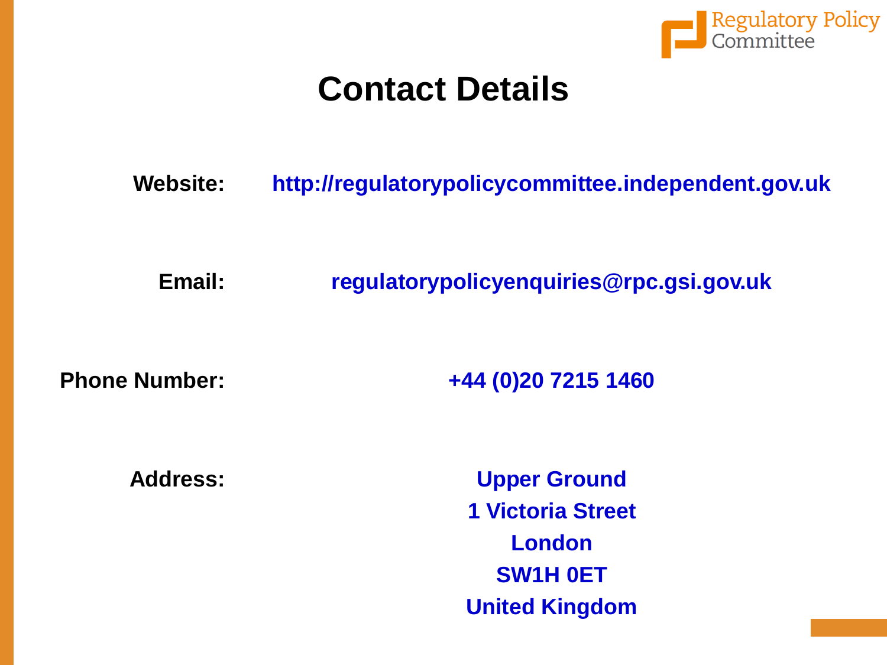# Contact Details

| | |
|---|---|
| **Website:** | **http://regulatorypolicycommittee.independent.gov.uk** |
| **Email:** | **regulatorypolicyenquiries@rpc.gsi.gov.uk** |
| **Phone Number:** | **+44 (0)20 7215 1460** |
| **Address:** | **Upper Ground**<br>**1 Victoria Street**<br>**London**<br>**SW1H 0ET**<br>**United Kingdom** |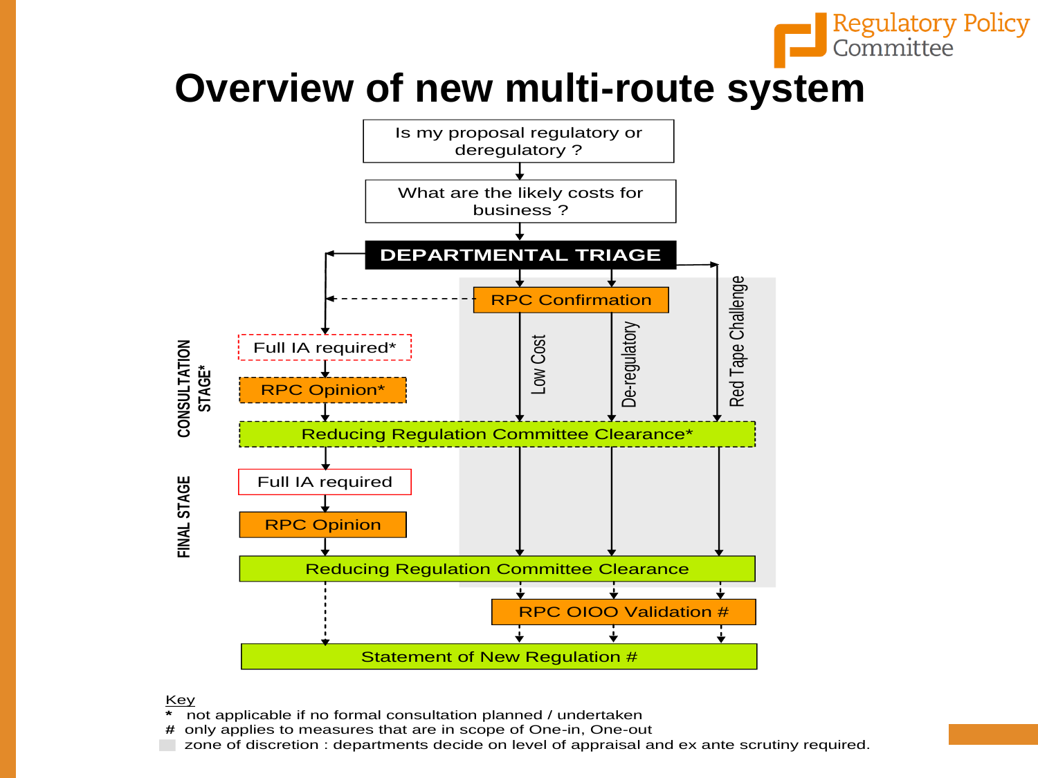# Overview of new multi-route system

Is my proposal regulatory or deregulatory ?

What are the likely costs for business ?

**DEPARTMENTAL TRIAGE**

RPC Confirmation

Low Cost | De-regulatory | Red Tape Challenge

**CONSULTATION STAGE***

Full IA required*

RPC Opinion*

Reducing Regulation Committee Clearance*

**FINAL STAGE**

Full IA required

RPC Opinion

Reducing Regulation Committee Clearance

RPC OIOO Validation #

Statement of New Regulation #

Key

- \* not applicable if no formal consultation planned / undertaken
- \# only applies to measures that are in scope of One-in, One-out
- zone of discretion : departments decide on level of appraisal and ex ante scrutiny required.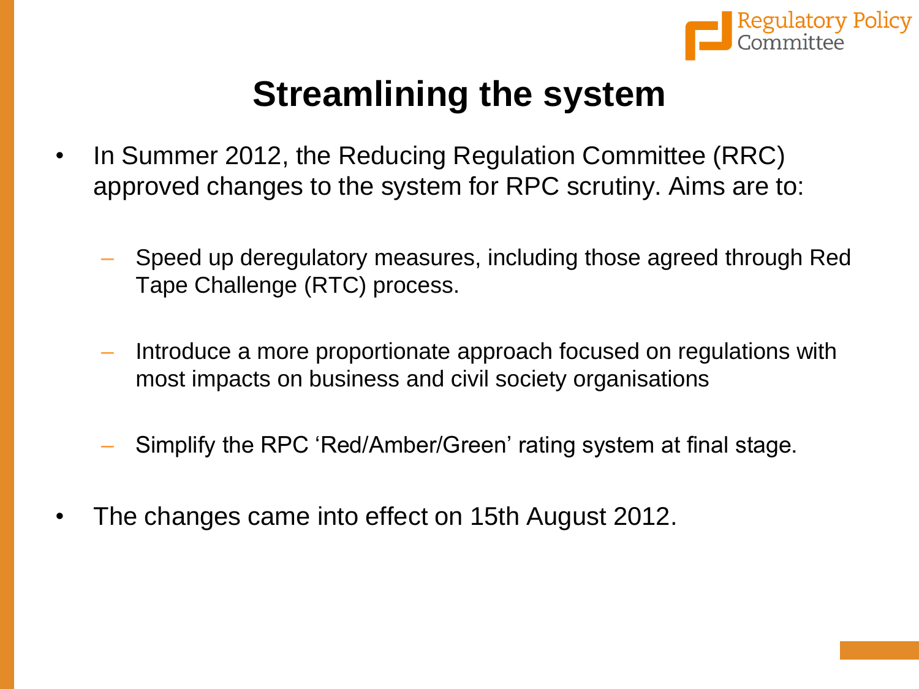# Streamlining the system

- In Summer 2012, the Reducing Regulation Committee (RRC) approved changes to the system for RPC scrutiny. Aims are to:
  - Speed up deregulatory measures, including those agreed through Red Tape Challenge (RTC) process.
  - Introduce a more proportionate approach focused on regulations with most impacts on business and civil society organisations
  - Simplify the RPC 'Red/Amber/Green' rating system at final stage.
- The changes came into effect on 15th August 2012.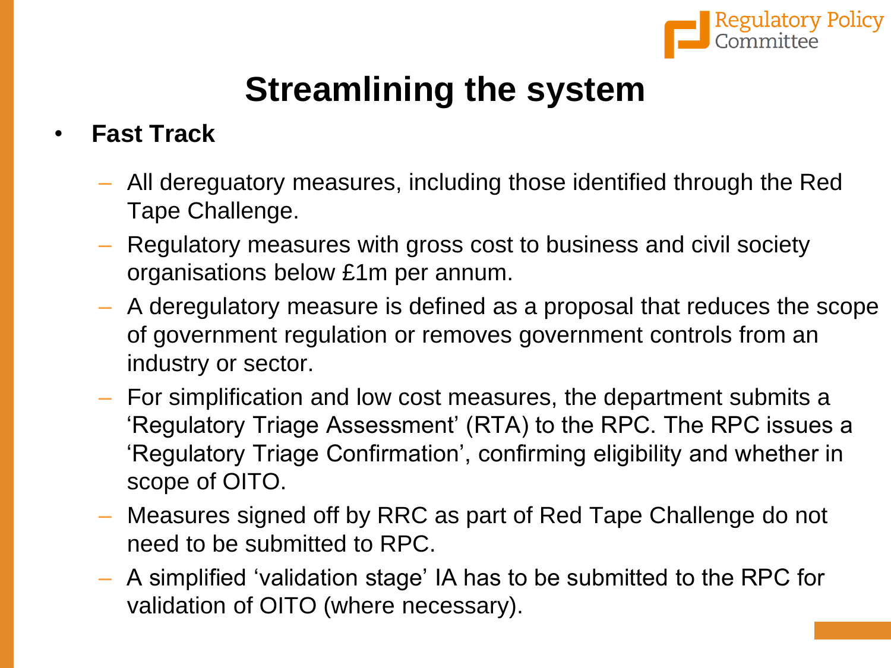# Streamlining the system

- **Fast Track**
  - All deregulatory measures, including those identified through the Red Tape Challenge.
  - Regulatory measures with gross cost to business and civil society organisations below £1m per annum.
  - A deregulatory measure is defined as a proposal that reduces the scope of government regulation or removes government controls from an industry or sector.
  - For simplification and low cost measures, the department submits a 'Regulatory Triage Assessment' (RTA) to the RPC. The RPC issues a 'Regulatory Triage Confirmation', confirming eligibility and whether in scope of OITO.
  - Measures signed off by RRC as part of Red Tape Challenge do not need to be submitted to RPC.
  - A simplified 'validation stage' IA has to be submitted to the RPC for validation of OITO (where necessary).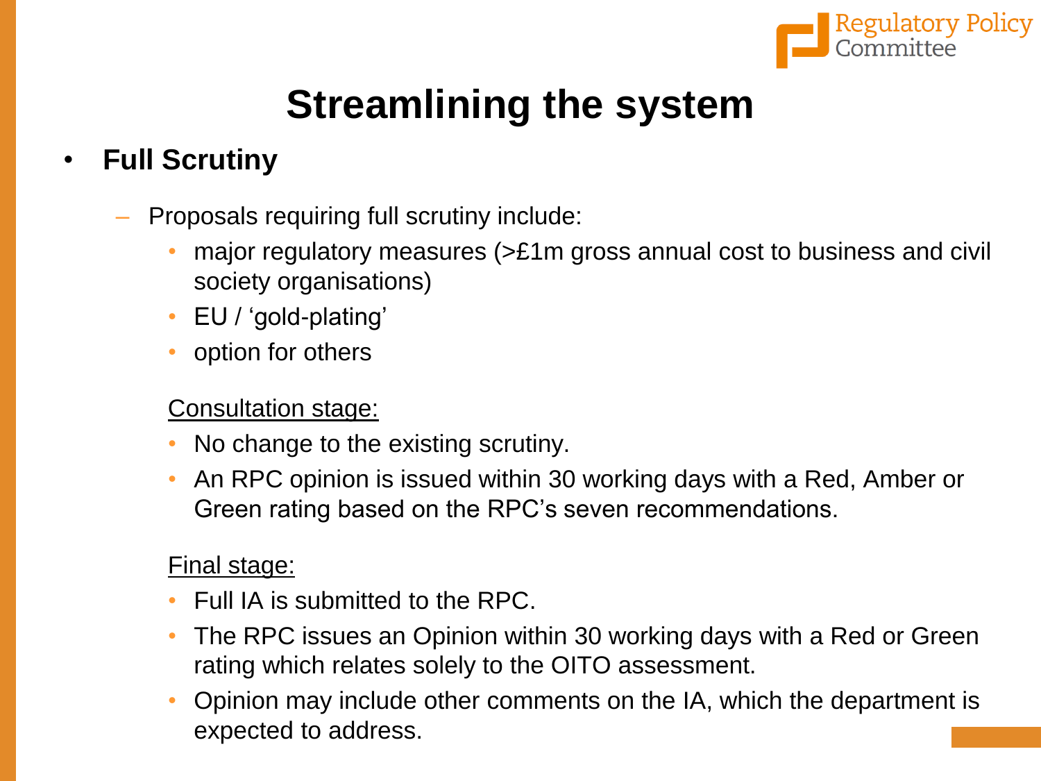# Streamlining the system

- **Full Scrutiny**
  - Proposals requiring full scrutiny include:
    - major regulatory measures (>£1m gross annual cost to business and civil society organisations)
    - EU / ‘gold-plating’
    - option for others

    Consultation stage:

    - No change to the existing scrutiny.
    - An RPC opinion is issued within 30 working days with a Red, Amber or Green rating based on the RPC’s seven recommendations.

    Final stage:

    - Full IA is submitted to the RPC.
    - The RPC issues an Opinion within 30 working days with a Red or Green rating which relates solely to the OITO assessment.
    - Opinion may include other comments on the IA, which the department is expected to address.